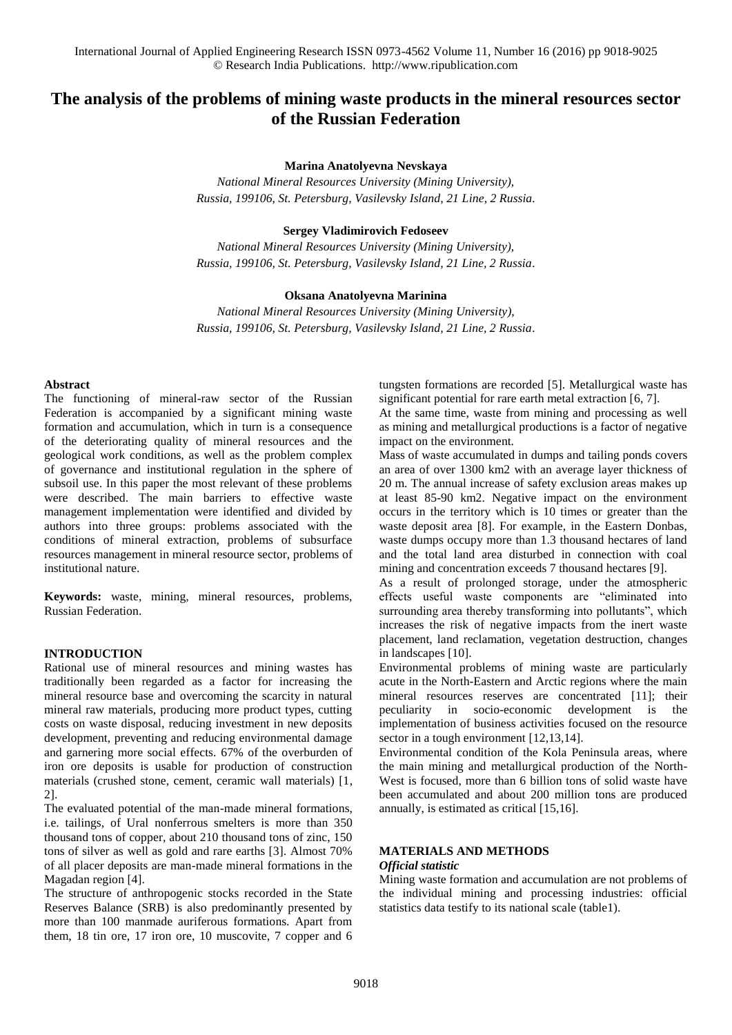# The analysis of the problems of mining waste products in the mineral resources sector of the Russian Federation

**Marina Anatolyevna Nevskaya**

*National Mineral Resources University (Mining University), Russia, 199106, St. Petersburg, Vasilevsky Island, 21 Line, 2 Russia.*

**Sergey Vladimirovich Fedoseev**

*National Mineral Resources University (Mining University), Russia, 199106, St. Petersburg, Vasilevsky Island, 21 Line, 2 Russia.*

**Oksana Anatolyevna Marinina**

*National Mineral Resources University (Mining University), Russia, 199106, St. Petersburg, Vasilevsky Island, 21 Line, 2 Russia.*

## Abstract

The functioning of mineral-raw sector of the Russian Federation is accompanied by a significant mining waste formation and accumulation, which in turn is a consequence of the deteriorating quality of mineral resources and the geological work conditions, as well as the problem complex of governance and institutional regulation in the sphere of subsoil use. In this paper the most relevant of these problems were described. The main barriers to effective waste management implementation were identified and divided by authors into three groups: problems associated with the conditions of mineral extraction, problems of subsurface resources management in mineral resource sector, problems of institutional nature.

**Keywords:** waste, mining, mineral resources, problems, Russian Federation.

## INTRODUCTION

Rational use of mineral resources and mining wastes has traditionally been regarded as a factor for increasing the mineral resource base and overcoming the scarcity in natural mineral raw materials, producing more product types, cutting costs on waste disposal, reducing investment in new deposits development, preventing and reducing environmental damage and garnering more social effects. 67% of the overburden of iron ore deposits is usable for production of construction materials (crushed stone, cement, ceramic wall materials) [1, 2].

The evaluated potential of the man-made mineral formations, i.e. tailings, of Ural nonferrous smelters is more than 350 thousand tons of copper, about 210 thousand tons of zinc, 150 tons of silver as well as gold and rare earths [3]. Almost 70% of all placer deposits are man-made mineral formations in the Magadan region [4].

The structure of anthropogenic stocks recorded in the State Reserves Balance (SRB) is also predominantly presented by more than 100 manmade auriferous formations. Apart from them, 18 tin ore, 17 iron ore, 10 muscovite, 7 copper and 6 tungsten formations are recorded [5]. Metallurgical waste has significant potential for rare earth metal extraction [6, 7].

At the same time, waste from mining and processing as well as mining and metallurgical productions is a factor of negative impact on the environment.

Mass of waste accumulated in dumps and tailing ponds covers an area of over 1300 km2 with an average layer thickness of 20 m. The annual increase of safety exclusion areas makes up at least 85-90 km2. Negative impact on the environment occurs in the territory which is 10 times or greater than the waste deposit area [8]. For example, in the Eastern Donbas, waste dumps occupy more than 1.3 thousand hectares of land and the total land area disturbed in connection with coal mining and concentration exceeds 7 thousand hectares [9].

As a result of prolonged storage, under the atmospheric effects useful waste components are "eliminated into surrounding area thereby transforming into pollutants", which increases the risk of negative impacts from the inert waste placement, land reclamation, vegetation destruction, changes in landscapes [10].

Environmental problems of mining waste are particularly acute in the North-Eastern and Arctic regions where the main mineral resources reserves are concentrated [11]; their peculiarity in socio-economic development is the implementation of business activities focused on the resource sector in a tough environment [12,13,14].

Environmental condition of the Kola Peninsula areas, where the main mining and metallurgical production of the North-West is focused, more than 6 billion tons of solid waste have been accumulated and about 200 million tons are produced annually, is estimated as critical [15,16].

## MATERIALS AND METHODS

### *Official statistic*

Mining waste formation and accumulation are not problems of the individual mining and processing industries: official statistics data testify to its national scale (table1).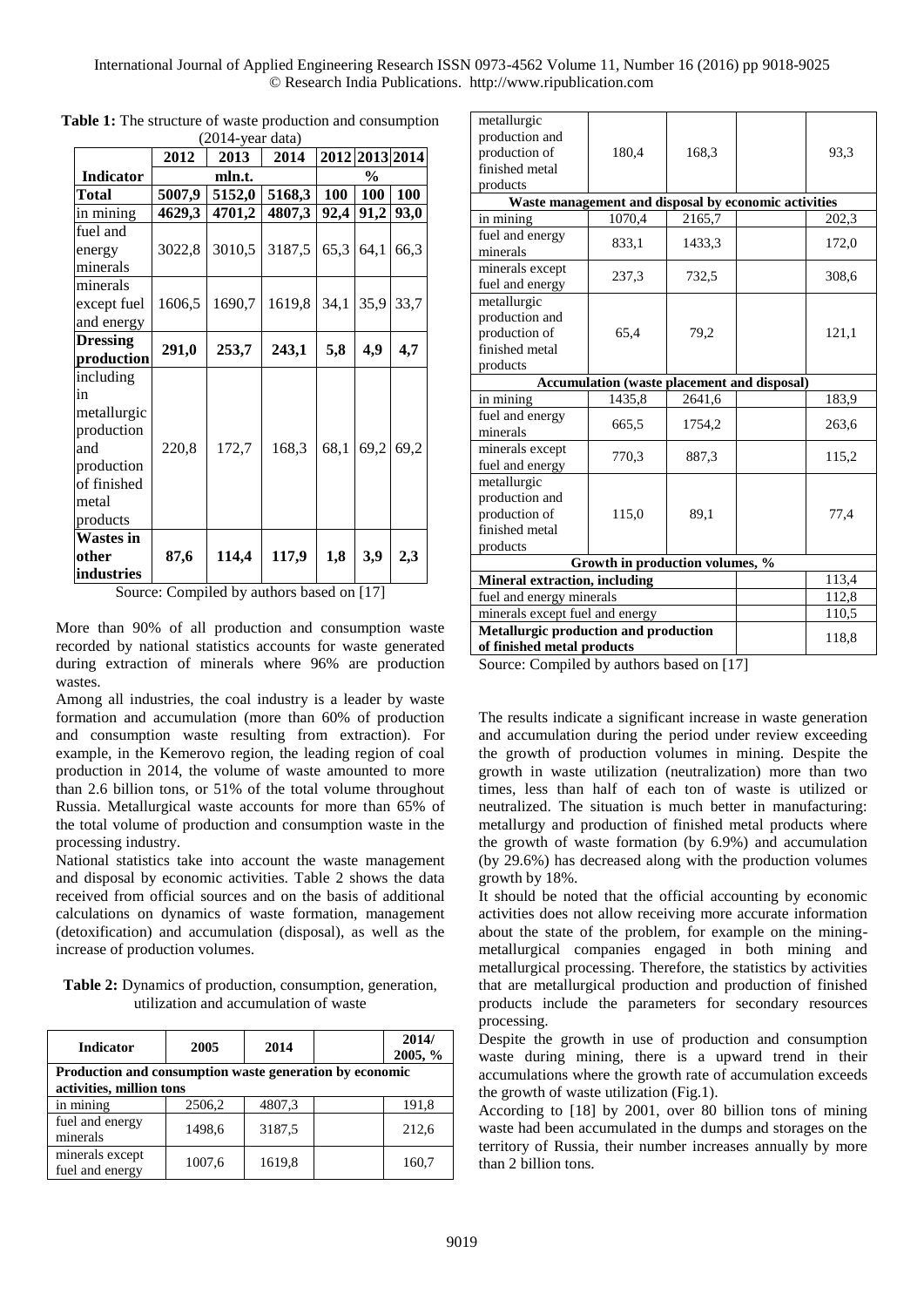**Table 1:** The structure of waste production and consumption (2014-year data)

| Indicator | 2012 | 2013 | 2014 | 2012 | 2013 | 2014 |
|---|---|---|---|---|---|---|
| | mln.t. | | | % | | |
| **Total** | **5007,9** | **5152,0** | **5168,3** | **100** | **100** | **100** |
| in mining | **4629,3** | **4701,2** | **4807,3** | **92,4** | **91,2** | **93,0** |
| fuel and energy minerals | 3022,8 | 3010,5 | 3187,5 | 65,3 | 64,1 | 66,3 |
| minerals except fuel and energy | 1606,5 | 1690,7 | 1619,8 | 34,1 | 35,9 | 33,7 |
| **Dressing production** | **291,0** | **253,7** | **243,1** | **5,8** | **4,9** | **4,7** |
| including in metallurgic production and production of finished metal products | 220,8 | 172,7 | 168,3 | 68,1 | 69,2 | 69,2 |
| **Wastes in other industries** | **87,6** | **114,4** | **117,9** | **1,8** | **3,9** | **2,3** |

Source: Compiled by authors based on [17]

More than 90% of all production and consumption waste recorded by national statistics accounts for waste generated during extraction of minerals where 96% are production wastes.

Among all industries, the coal industry is a leader by waste formation and accumulation (more than 60% of production and consumption waste resulting from extraction). For example, in the Kemerovo region, the leading region of coal production in 2014, the volume of waste amounted to more than 2.6 billion tons, or 51% of the total volume throughout Russia. Metallurgical waste accounts for more than 65% of the total volume of production and consumption waste in the processing industry.

National statistics take into account the waste management and disposal by economic activities. Table 2 shows the data received from official sources and on the basis of additional calculations on dynamics of waste formation, management (detoxification) and accumulation (disposal), as well as the increase of production volumes.

**Table 2:** Dynamics of production, consumption, generation, utilization and accumulation of waste

| Indicator | 2005 | 2014 | | 2014/ 2005, % |
|---|---|---|---|---|
| **Production and consumption waste generation by economic activities, million tons** | | | | |
| in mining | 2506,2 | 4807,3 | | 191,8 |
| fuel and energy minerals | 1498,6 | 3187,5 | | 212,6 |
| minerals except fuel and energy | 1007,6 | 1619,8 | | 160,7 |
| metallurgic production and production of finished metal products | 180,4 | 168,3 | | 93,3 |
| **Waste management and disposal by economic activities** | | | | |
| in mining | 1070,4 | 2165,7 | | 202,3 |
| fuel and energy minerals | 833,1 | 1433,3 | | 172,0 |
| minerals except fuel and energy | 237,3 | 732,5 | | 308,6 |
| metallurgic production and production of finished metal products | 65,4 | 79,2 | | 121,1 |
| **Accumulation (waste placement and disposal)** | | | | |
| in mining | 1435,8 | 2641,6 | | 183,9 |
| fuel and energy minerals | 665,5 | 1754,2 | | 263,6 |
| minerals except fuel and energy | 770,3 | 887,3 | | 115,2 |
| metallurgic production and production of finished metal products | 115,0 | 89,1 | | 77,4 |
| **Growth in production volumes, %** | | | | |
| **Mineral extraction, including** | | | | 113,4 |
| fuel and energy minerals | | | | 112,8 |
| minerals except fuel and energy | | | | 110,5 |
| **Metallurgic production and production of finished metal products** | | | | 118,8 |

Source: Compiled by authors based on [17]

The results indicate a significant increase in waste generation and accumulation during the period under review exceeding the growth of production volumes in mining. Despite the growth in waste utilization (neutralization) more than two times, less than half of each ton of waste is utilized or neutralized. The situation is much better in manufacturing: metallurgy and production of finished metal products where the growth of waste formation (by 6.9%) and accumulation (by 29.6%) has decreased along with the production volumes growth by 18%.

It should be noted that the official accounting by economic activities does not allow receiving more accurate information about the state of the problem, for example on the mining-metallurgical companies engaged in both mining and metallurgical processing. Therefore, the statistics by activities that are metallurgical production and production of finished products include the parameters for secondary resources processing.

Despite the growth in use of production and consumption waste during mining, there is a upward trend in their accumulations where the growth rate of accumulation exceeds the growth of waste utilization (Fig.1).

According to [18] by 2001, over 80 billion tons of mining waste had been accumulated in the dumps and storages on the territory of Russia, their number increases annually by more than 2 billion tons.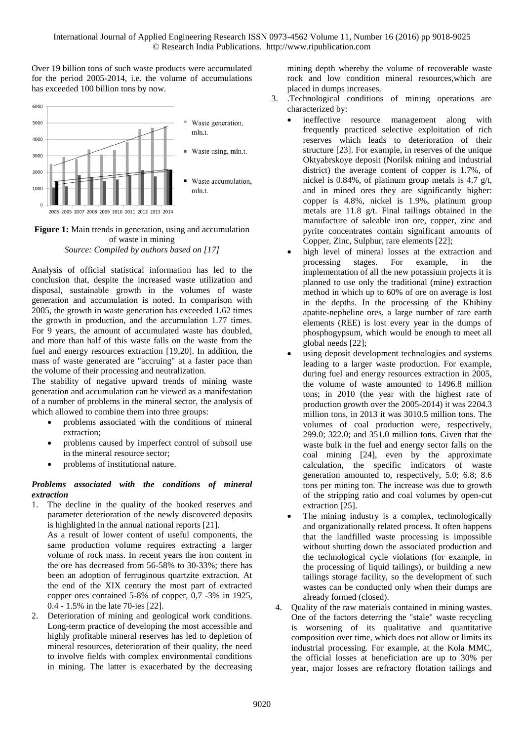Over 19 billion tons of such waste products were accumulated for the period 2005-2014, i.e. the volume of accumulations has exceeded 100 billion tons by now.

**Figure 1:** Main trends in generation, using and accumulation of waste in mining
*Source: Compiled by authors based on [17]*

Analysis of official statistical information has led to the conclusion that, despite the increased waste utilization and disposal, sustainable growth in the volumes of waste generation and accumulation is noted. In comparison with 2005, the growth in waste generation has exceeded 1.62 times the growth in production, and the accumulation 1.77 times. For 9 years, the amount of accumulated waste has doubled, and more than half of this waste falls on the waste from the fuel and energy resources extraction [19,20]. In addition, the mass of waste generated are "accruing" at a faster pace than the volume of their processing and neutralization.

The stability of negative upward trends of mining waste generation and accumulation can be viewed as a manifestation of a number of problems in the mineral sector, the analysis of which allowed to combine them into three groups:

- problems associated with the conditions of mineral extraction;
- problems caused by imperfect control of subsoil use in the mineral resource sector;
- problems of institutional nature.

### *Problems associated with the conditions of mineral extraction*

1. The decline in the quality of the booked reserves and parameter deterioration of the newly discovered deposits is highlighted in the annual national reports [21].
   As a result of lower content of useful components, the same production volume requires extracting a larger volume of rock mass. In recent years the iron content in the ore has decreased from 56-58% to 30-33%; there has been an adoption of ferruginous quartzite extraction. At the end of the XIX century the most part of extracted copper ores contained 5-8% of copper, 0,7 -3% in 1925, 0.4 - 1.5% in the late 70-ies [22].
2. Deterioration of mining and geological work conditions. Long-term practice of developing the most accessible and highly profitable mineral reserves has led to depletion of mineral resources, deterioration of their quality, the need to involve fields with complex environmental conditions in mining. The latter is exacerbated by the decreasing mining depth whereby the volume of recoverable waste rock and low condition mineral resources,which are placed in dumps increases.
3. .Technological conditions of mining operations are characterized by:
   - ineffective resource management along with frequently practiced selective exploitation of rich reserves which leads to deterioration of their structure [23]. For example, in reserves of the unique Oktyabrskoye deposit (Norilsk mining and industrial district) the average content of copper is 1.7%, of nickel is 0.84%, of platinum group metals is 4.7 g/t, and in mined ores they are significantly higher: copper is 4.8%, nickel is 1.9%, platinum group metals are 11.8 g/t. Final tailings obtained in the manufacture of saleable iron ore, copper, zinc and pyrite concentrates contain significant amounts of Copper, Zinc, Sulphur, rare elements [22];
   - high level of mineral losses at the extraction and processing stages. For example, in the implementation of all the new potassium projects it is planned to use only the traditional (mine) extraction method in which up to 60% of ore on average is lost in the depths. In the processing of the Khibiny apatite-nepheline ores, a large number of rare earth elements (REE) is lost every year in the dumps of phosphogypsum, which would be enough to meet all global needs [22];
   - using deposit development technologies and systems leading to a larger waste production. For example, during fuel and energy resources extraction in 2005, the volume of waste amounted to 1496.8 million tons; in 2010 (the year with the highest rate of production growth over the 2005-2014) it was 2204.3 million tons, in 2013 it was 3010.5 million tons. The volumes of coal production were, respectively, 299.0; 322.0; and 351.0 million tons. Given that the waste bulk in the fuel and energy sector falls on the coal mining [24], even by the approximate calculation, the specific indicators of waste generation amounted to, respectively, 5.0; 6.8; 8.6 tons per mining ton. The increase was due to growth of the stripping ratio and coal volumes by open-cut extraction [25].
   - The mining industry is a complex, technologically and organizationally related process. It often happens that the landfilled waste processing is impossible without shutting down the associated production and the technological cycle violations (for example, in the processing of liquid tailings), or building a new tailings storage facility, so the development of such wastes can be conducted only when their dumps are already formed (closed).
4. Quality of the raw materials contained in mining wastes. One of the factors deterring the "stale" waste recycling is worsening of its qualitative and quantitative composition over time, which does not allow or limits its industrial processing. For example, at the Kola MMC, the official losses at beneficiation are up to 30% per year, major losses are refractory flotation tailings and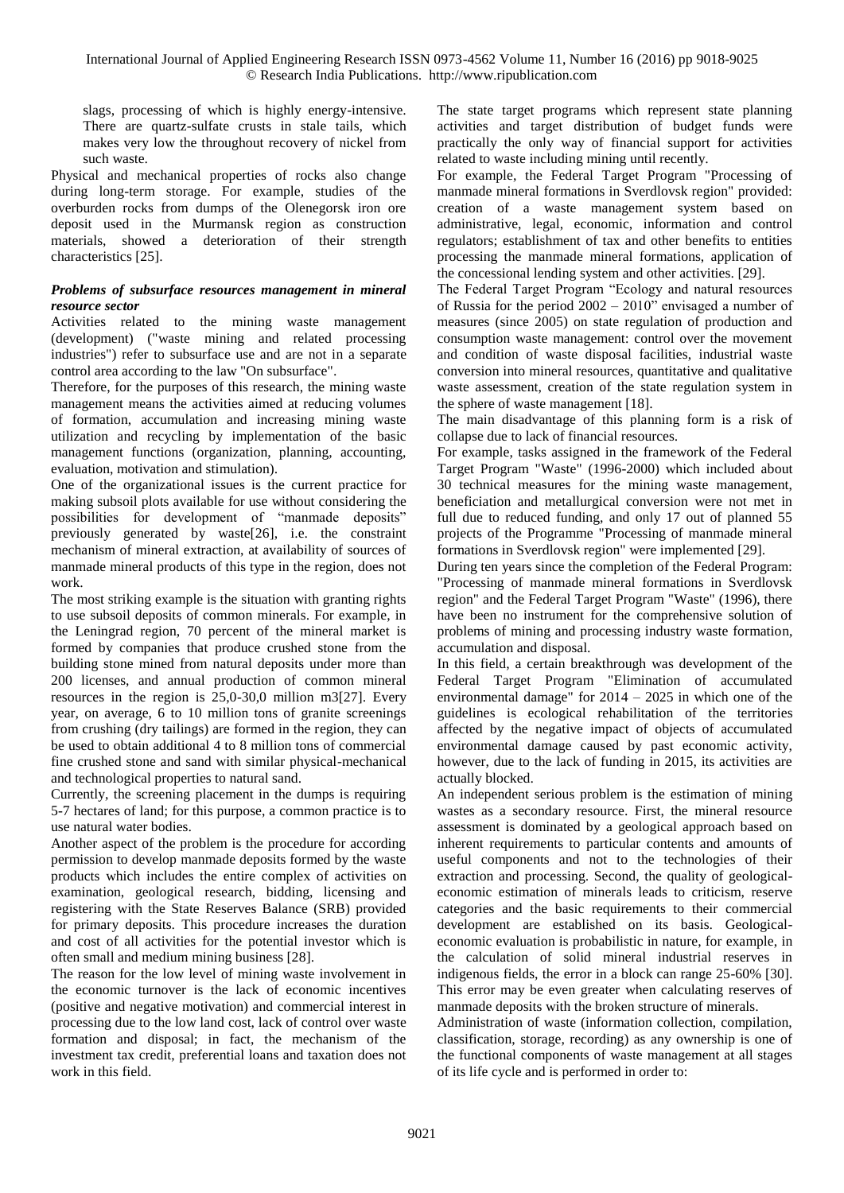slags, processing of which is highly energy-intensive. There are quartz-sulfate crusts in stale tails, which makes very low the throughout recovery of nickel from such waste.

Physical and mechanical properties of rocks also change during long-term storage. For example, studies of the overburden rocks from dumps of the Olenegorsk iron ore deposit used in the Murmansk region as construction materials, showed a deterioration of their strength characteristics [25].

### *Problems of subsurface resources management in mineral resource sector*

Activities related to the mining waste management (development) ("waste mining and related processing industries") refer to subsurface use and are not in a separate control area according to the law "On subsurface".

Therefore, for the purposes of this research, the mining waste management means the activities aimed at reducing volumes of formation, accumulation and increasing mining waste utilization and recycling by implementation of the basic management functions (organization, planning, accounting, evaluation, motivation and stimulation).

One of the organizational issues is the current practice for making subsoil plots available for use without considering the possibilities for development of "manmade deposits" previously generated by waste[26], i.e. the constraint mechanism of mineral extraction, at availability of sources of manmade mineral products of this type in the region, does not work.

The most striking example is the situation with granting rights to use subsoil deposits of common minerals. For example, in the Leningrad region, 70 percent of the mineral market is formed by companies that produce crushed stone from the building stone mined from natural deposits under more than 200 licenses, and annual production of common mineral resources in the region is 25,0-30,0 million m3[27]. Every year, on average, 6 to 10 million tons of granite screenings from crushing (dry tailings) are formed in the region, they can be used to obtain additional 4 to 8 million tons of commercial fine crushed stone and sand with similar physical-mechanical and technological properties to natural sand.

Currently, the screening placement in the dumps is requiring 5-7 hectares of land; for this purpose, a common practice is to use natural water bodies.

Another aspect of the problem is the procedure for according permission to develop manmade deposits formed by the waste products which includes the entire complex of activities on examination, geological research, bidding, licensing and registering with the State Reserves Balance (SRB) provided for primary deposits. This procedure increases the duration and cost of all activities for the potential investor which is often small and medium mining business [28].

The reason for the low level of mining waste involvement in the economic turnover is the lack of economic incentives (positive and negative motivation) and commercial interest in processing due to the low land cost, lack of control over waste formation and disposal; in fact, the mechanism of the investment tax credit, preferential loans and taxation does not work in this field.

The state target programs which represent state planning activities and target distribution of budget funds were practically the only way of financial support for activities related to waste including mining until recently.

For example, the Federal Target Program "Processing of manmade mineral formations in Sverdlovsk region" provided: creation of a waste management system based on administrative, legal, economic, information and control regulators; establishment of tax and other benefits to entities processing the manmade mineral formations, application of the concessional lending system and other activities. [29].

The Federal Target Program "Ecology and natural resources of Russia for the period 2002 – 2010" envisaged a number of measures (since 2005) on state regulation of production and consumption waste management: control over the movement and condition of waste disposal facilities, industrial waste conversion into mineral resources, quantitative and qualitative waste assessment, creation of the state regulation system in the sphere of waste management [18].

The main disadvantage of this planning form is a risk of collapse due to lack of financial resources.

For example, tasks assigned in the framework of the Federal Target Program "Waste" (1996-2000) which included about 30 technical measures for the mining waste management, beneficiation and metallurgical conversion were not met in full due to reduced funding, and only 17 out of planned 55 projects of the Programme "Processing of manmade mineral formations in Sverdlovsk region" were implemented [29].

During ten years since the completion of the Federal Program: "Processing of manmade mineral formations in Sverdlovsk region" and the Federal Target Program "Waste" (1996), there have been no instrument for the comprehensive solution of problems of mining and processing industry waste formation, accumulation and disposal.

In this field, a certain breakthrough was development of the Federal Target Program "Elimination of accumulated environmental damage" for 2014 – 2025 in which one of the guidelines is ecological rehabilitation of the territories affected by the negative impact of objects of accumulated environmental damage caused by past economic activity, however, due to the lack of funding in 2015, its activities are actually blocked.

An independent serious problem is the estimation of mining wastes as a secondary resource. First, the mineral resource assessment is dominated by a geological approach based on inherent requirements to particular contents and amounts of useful components and not to the technologies of their extraction and processing. Second, the quality of geological-economic estimation of minerals leads to criticism, reserve categories and the basic requirements to their commercial development are established on its basis. Geological-economic evaluation is probabilistic in nature, for example, in the calculation of solid mineral industrial reserves in indigenous fields, the error in a block can range 25-60% [30]. This error may be even greater when calculating reserves of manmade deposits with the broken structure of minerals.

Administration of waste (information collection, compilation, classification, storage, recording) as any ownership is one of the functional components of waste management at all stages of its life cycle and is performed in order to: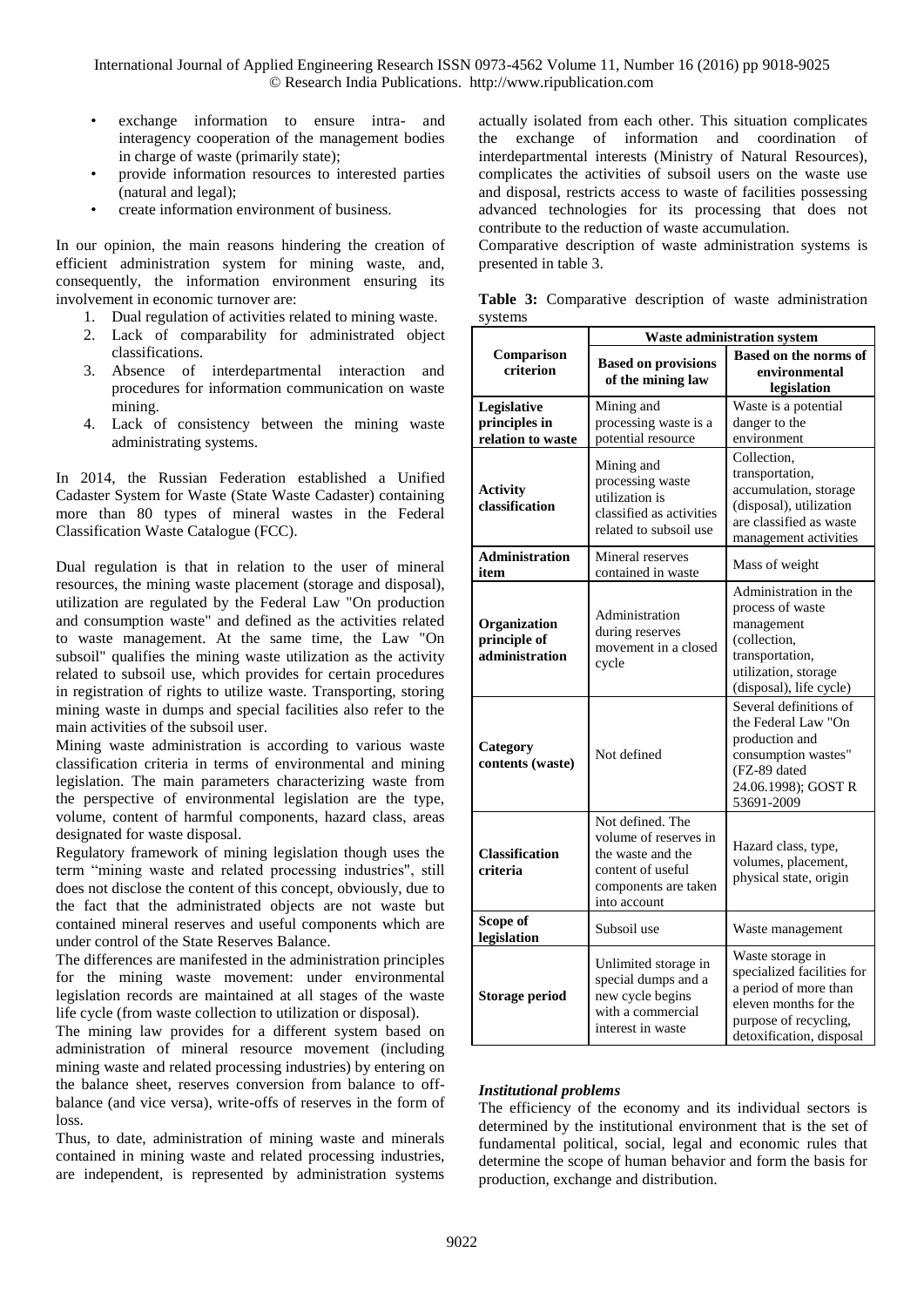- exchange information to ensure intra- and interagency cooperation of the management bodies in charge of waste (primarily state);
- provide information resources to interested parties (natural and legal);
- create information environment of business.

In our opinion, the main reasons hindering the creation of efficient administration system for mining waste, and, consequently, the information environment ensuring its involvement in economic turnover are:

1. Dual regulation of activities related to mining waste.
2. Lack of comparability for administrated object classifications.
3. Absence of interdepartmental interaction and procedures for information communication on waste mining.
4. Lack of consistency between the mining waste administrating systems.

In 2014, the Russian Federation established a Unified Cadaster System for Waste (State Waste Cadaster) containing more than 80 types of mineral wastes in the Federal Classification Waste Catalogue (FCC).

Dual regulation is that in relation to the user of mineral resources, the mining waste placement (storage and disposal), utilization are regulated by the Federal Law "On production and consumption waste" and defined as the activities related to waste management. At the same time, the Law "On subsoil" qualifies the mining waste utilization as the activity related to subsoil use, which provides for certain procedures in registration of rights to utilize waste. Transporting, storing mining waste in dumps and special facilities also refer to the main activities of the subsoil user.

Mining waste administration is according to various waste classification criteria in terms of environmental and mining legislation. The main parameters characterizing waste from the perspective of environmental legislation are the type, volume, content of harmful components, hazard class, areas designated for waste disposal.

Regulatory framework of mining legislation though uses the term "mining waste and related processing industries", still does not disclose the content of this concept, obviously, due to the fact that the administrated objects are not waste but contained mineral reserves and useful components which are under control of the State Reserves Balance.

The differences are manifested in the administration principles for the mining waste movement: under environmental legislation records are maintained at all stages of the waste life cycle (from waste collection to utilization or disposal).

The mining law provides for a different system based on administration of mineral resource movement (including mining waste and related processing industries) by entering on the balance sheet, reserves conversion from balance to off-balance (and vice versa), write-offs of reserves in the form of loss.

Thus, to date, administration of mining waste and minerals contained in mining waste and related processing industries, are independent, is represented by administration systems actually isolated from each other. This situation complicates the exchange of information and coordination of interdepartmental interests (Ministry of Natural Resources), complicates the activities of subsoil users on the waste use and disposal, restricts access to waste of facilities possessing advanced technologies for its processing that does not contribute to the reduction of waste accumulation.

Comparative description of waste administration systems is presented in table 3.

**Table 3:** Comparative description of waste administration systems

| Comparison criterion | Waste administration system | |
|---|---|---|
| | **Based on provisions of the mining law** | **Based on the norms of environmental legislation** |
| **Legislative principles in relation to waste** | Mining and processing waste is a potential resource | Waste is a potential danger to the environment |
| **Activity classification** | Mining and processing waste utilization is classified as activities related to subsoil use | Collection, transportation, accumulation, storage (disposal), utilization are classified as waste management activities |
| **Administration item** | Mineral reserves contained in waste | Mass of weight |
| **Organization principle of administration** | Administration during reserves movement in a closed cycle | Administration in the process of waste management (collection, transportation, utilization, storage (disposal), life cycle) |
| **Category contents (waste)** | Not defined | Several definitions of the Federal Law "On production and consumption wastes" (FZ-89 dated 24.06.1998); GOST R 53691-2009 |
| **Classification criteria** | Not defined. The volume of reserves in the waste and the content of useful components are taken into account | Hazard class, type, volumes, placement, physical state, origin |
| **Scope of legislation** | Subsoil use | Waste management |
| **Storage period** | Unlimited storage in special dumps and a new cycle begins with a commercial interest in waste | Waste storage in specialized facilities for a period of more than eleven months for the purpose of recycling, detoxification, disposal |

***Institutional problems***

The efficiency of the economy and its individual sectors is determined by the institutional environment that is the set of fundamental political, social, legal and economic rules that determine the scope of human behavior and form the basis for production, exchange and distribution.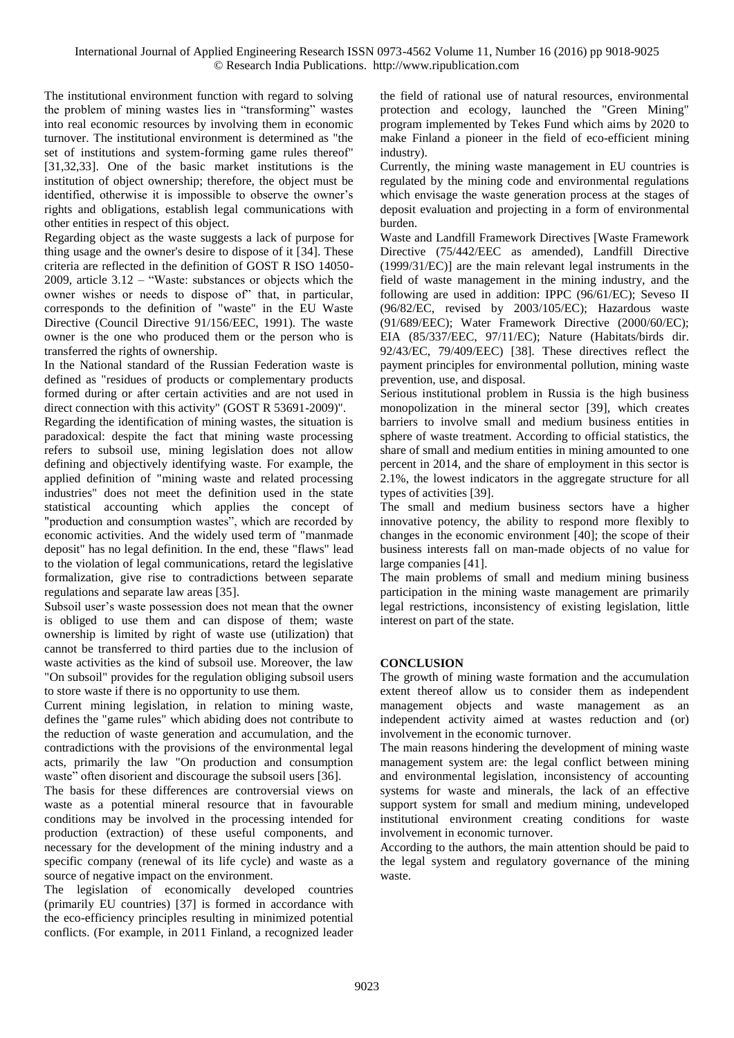The institutional environment function with regard to solving the problem of mining wastes lies in "transforming" wastes into real economic resources by involving them in economic turnover. The institutional environment is determined as "the set of institutions and system-forming game rules thereof" [31,32,33]. One of the basic market institutions is the institution of object ownership; therefore, the object must be identified, otherwise it is impossible to observe the owner's rights and obligations, establish legal communications with other entities in respect of this object.

Regarding object as the waste suggests a lack of purpose for thing usage and the owner's desire to dispose of it [34]. These criteria are reflected in the definition of GOST R ISO 14050-2009, article 3.12 – "Waste: substances or objects which the owner wishes or needs to dispose of" that, in particular, corresponds to the definition of "waste" in the EU Waste Directive (Council Directive 91/156/EEC, 1991). The waste owner is the one who produced them or the person who is transferred the rights of ownership.

In the National standard of the Russian Federation waste is defined as "residues of products or complementary products formed during or after certain activities and are not used in direct connection with this activity" (GOST R 53691-2009)".

Regarding the identification of mining wastes, the situation is paradoxical: despite the fact that mining waste processing refers to subsoil use, mining legislation does not allow defining and objectively identifying waste. For example, the applied definition of "mining waste and related processing industries" does not meet the definition used in the state statistical accounting which applies the concept of "production and consumption wastes", which are recorded by economic activities. And the widely used term of "manmade deposit" has no legal definition. In the end, these "flaws" lead to the violation of legal communications, retard the legislative formalization, give rise to contradictions between separate regulations and separate law areas [35].

Subsoil user's waste possession does not mean that the owner is obliged to use them and can dispose of them; waste ownership is limited by right of waste use (utilization) that cannot be transferred to third parties due to the inclusion of waste activities as the kind of subsoil use. Moreover, the law "On subsoil" provides for the regulation obliging subsoil users to store waste if there is no opportunity to use them.

Current mining legislation, in relation to mining waste, defines the "game rules" which abiding does not contribute to the reduction of waste generation and accumulation, and the contradictions with the provisions of the environmental legal acts, primarily the law "On production and consumption waste" often disorient and discourage the subsoil users [36].

The basis for these differences are controversial views on waste as a potential mineral resource that in favourable conditions may be involved in the processing intended for production (extraction) of these useful components, and necessary for the development of the mining industry and a specific company (renewal of its life cycle) and waste as a source of negative impact on the environment.

The legislation of economically developed countries (primarily EU countries) [37] is formed in accordance with the eco-efficiency principles resulting in minimized potential conflicts. (For example, in 2011 Finland, a recognized leader the field of rational use of natural resources, environmental protection and ecology, launched the "Green Mining" program implemented by Tekes Fund which aims by 2020 to make Finland a pioneer in the field of eco-efficient mining industry).

Currently, the mining waste management in EU countries is regulated by the mining code and environmental regulations which envisage the waste generation process at the stages of deposit evaluation and projecting in a form of environmental burden.

Waste and Landfill Framework Directives [Waste Framework Directive (75/442/EEC as amended), Landfill Directive (1999/31/EC)] are the main relevant legal instruments in the field of waste management in the mining industry, and the following are used in addition: IPPC (96/61/EC); Seveso II (96/82/EC, revised by 2003/105/EC); Hazardous waste (91/689/EEC); Water Framework Directive (2000/60/EC); EIA (85/337/EEC, 97/11/EC); Nature (Habitats/birds dir. 92/43/EC, 79/409/EEC) [38]. These directives reflect the payment principles for environmental pollution, mining waste prevention, use, and disposal.

Serious institutional problem in Russia is the high business monopolization in the mineral sector [39], which creates barriers to involve small and medium business entities in sphere of waste treatment. According to official statistics, the share of small and medium entities in mining amounted to one percent in 2014, and the share of employment in this sector is 2.1%, the lowest indicators in the aggregate structure for all types of activities [39].

The small and medium business sectors have a higher innovative potency, the ability to respond more flexibly to changes in the economic environment [40]; the scope of their business interests fall on man-made objects of no value for large companies [41].

The main problems of small and medium mining business participation in the mining waste management are primarily legal restrictions, inconsistency of existing legislation, little interest on part of the state.

## CONCLUSION

The growth of mining waste formation and the accumulation extent thereof allow us to consider them as independent management objects and waste management as an independent activity aimed at wastes reduction and (or) involvement in the economic turnover.

The main reasons hindering the development of mining waste management system are: the legal conflict between mining and environmental legislation, inconsistency of accounting systems for waste and minerals, the lack of an effective support system for small and medium mining, undeveloped institutional environment creating conditions for waste involvement in economic turnover.

According to the authors, the main attention should be paid to the legal system and regulatory governance of the mining waste.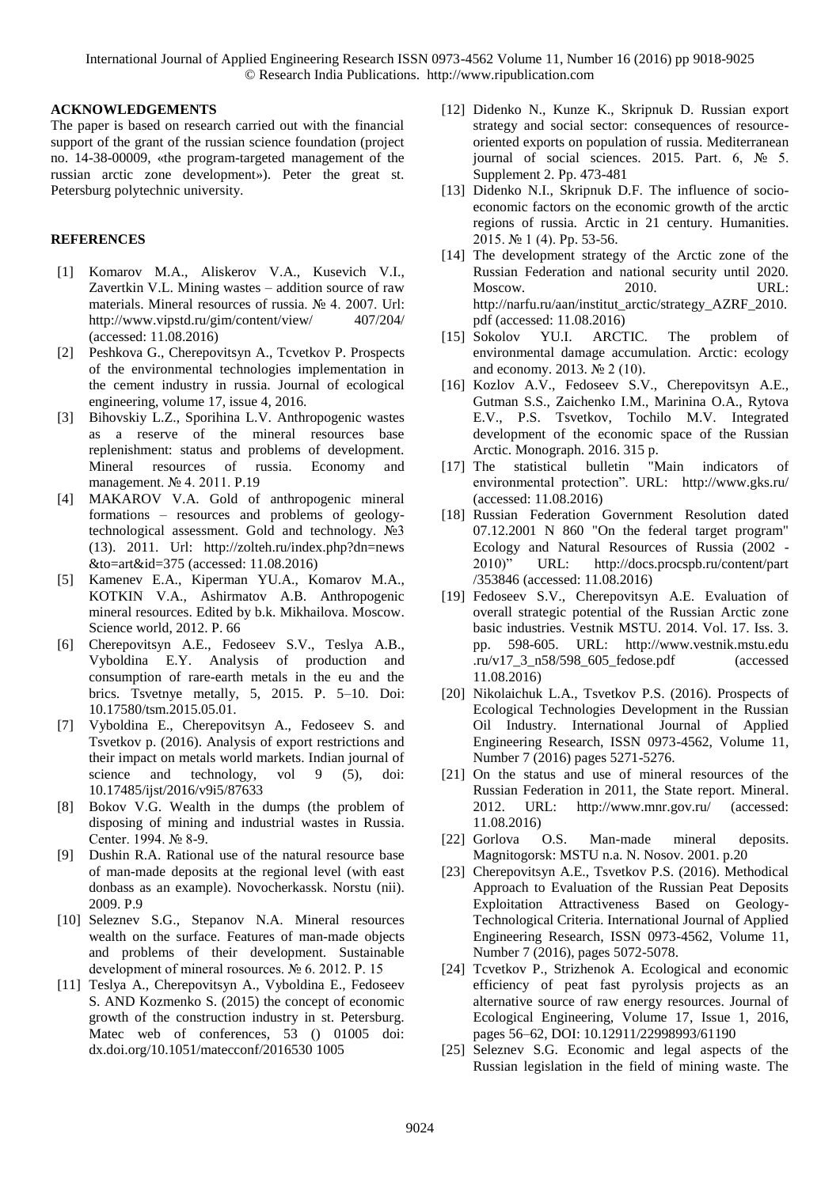## ACKNOWLEDGEMENTS

The paper is based on research carried out with the financial support of the grant of the russian science foundation (project no. 14-38-00009, «the program-targeted management of the russian arctic zone development»). Peter the great st. Petersburg polytechnic university.

## REFERENCES

[1] Komarov M.A., Aliskerov V.A., Kusevich V.I., Zavertkin V.L. Mining wastes – addition source of raw materials. Mineral resources of russia. № 4. 2007. Url: http://www.vipstd.ru/gim/content/view/ 407/204/ (accessed: 11.08.2016)

[2] Peshkova G., Cherepovitsyn A., Tcvetkov P. Prospects of the environmental technologies implementation in the cement industry in russia. Journal of ecological engineering, volume 17, issue 4, 2016.

[3] Bihovskiy L.Z., Sporihina L.V. Anthropogenic wastes as a reserve of the mineral resources base replenishment: status and problems of development. Mineral resources of russia. Economy and management. № 4. 2011. P.19

[4] MAKAROV V.A. Gold of anthropogenic mineral formations – resources and problems of geology-technological assessment. Gold and technology. №3 (13). 2011. Url: http://zolteh.ru/index.php?dn=news &to=art&id=375 (accessed: 11.08.2016)

[5] Kamenev E.A., Kiperman YU.A., Komarov M.A., KOTKIN V.A., Ashirmatov A.B. Anthropogenic mineral resources. Edited by b.k. Mikhailova. Moscow. Science world, 2012. P. 66

[6] Cherepovitsyn A.E., Fedoseev S.V., Teslya A.B., Vyboldina E.Y. Analysis of production and consumption of rare-earth metals in the eu and the brics. Tsvetnye metally, 5, 2015. P. 5–10. Doi: 10.17580/tsm.2015.05.01.

[7] Vyboldina E., Cherepovitsyn A., Fedoseev S. and Tsvetkov p. (2016). Analysis of export restrictions and their impact on metals world markets. Indian journal of science and technology, vol 9 (5), doi: 10.17485/ijst/2016/v9i5/87633

[8] Bokov V.G. Wealth in the dumps (the problem of disposing of mining and industrial wastes in Russia. Center. 1994. № 8-9.

[9] Dushin R.A. Rational use of the natural resource base of man-made deposits at the regional level (with east donbass as an example). Novocherkassk. Norstu (nii). 2009. P.9

[10] Seleznev S.G., Stepanov N.A. Mineral resources wealth on the surface. Features of man-made objects and problems of their development. Sustainable development of mineral rosources. № 6. 2012. P. 15

[11] Teslya A., Cherepovitsyn A., Vyboldina E., Fedoseev S. AND Kozmenko S. (2015) the concept of economic growth of the construction industry in st. Petersburg. Matec web of conferences, 53 () 01005 doi: dx.doi.org/10.1051/matecconf/2016530 1005

[12] Didenko N., Kunze K., Skripnuk D. Russian export strategy and social sector: consequences of resource-oriented exports on population of russia. Mediterranean journal of social sciences. 2015. Part. 6, № 5. Supplement 2. Pp. 473-481

[13] Didenko N.I., Skripnuk D.F. The influence of socio-economic factors on the economic growth of the arctic regions of russia. Arctic in 21 century. Humanities. 2015. № 1 (4). Pp. 53-56.

[14] The development strategy of the Arctic zone of the Russian Federation and national security until 2020. Moscow. 2010. URL: http://narfu.ru/aan/institut_arctic/strategy_AZRF_2010.pdf (accessed: 11.08.2016)

[15] Sokolov YU.I. ARCTIC. The problem of environmental damage accumulation. Arctic: ecology and economy. 2013. № 2 (10).

[16] Kozlov A.V., Fedoseev S.V., Cherepovitsyn A.E., Gutman S.S., Zaichenko I.M., Marinina O.A., Rytova E.V., P.S. Tsvetkov, Tochilo M.V. Integrated development of the economic space of the Russian Arctic. Monograph. 2016. 315 p.

[17] The statistical bulletin "Main indicators of environmental protection". URL: http://www.gks.ru/ (accessed: 11.08.2016)

[18] Russian Federation Government Resolution dated 07.12.2001 N 860 "On the federal target program" Ecology and Natural Resources of Russia (2002 - 2010)" URL: http://docs.procspb.ru/content/part /353846 (accessed: 11.08.2016)

[19] Fedoseev S.V., Cherepovitsyn A.E. Evaluation of overall strategic potential of the Russian Arctic zone basic industries. Vestnik MSTU. 2014. Vol. 17. Iss. 3. pp. 598-605. URL: http://www.vestnik.mstu.edu .ru/v17_3_n58/598_605_fedose.pdf (accessed 11.08.2016)

[20] Nikolaichuk L.A., Tsvetkov P.S. (2016). Prospects of Ecological Technologies Development in the Russian Oil Industry. International Journal of Applied Engineering Research, ISSN 0973-4562, Volume 11, Number 7 (2016) pages 5271-5276.

[21] On the status and use of mineral resources of the Russian Federation in 2011, the State report. Mineral. 2012. URL: http://www.mnr.gov.ru/ (accessed: 11.08.2016)

[22] Gorlova O.S. Man-made mineral deposits. Magnitogorsk: MSTU n.a. N. Nosov. 2001. p.20

[23] Cherepovitsyn A.E., Tsvetkov P.S. (2016). Methodical Approach to Evaluation of the Russian Peat Deposits Exploitation Attractiveness Based on Geology-Technological Criteria. International Journal of Applied Engineering Research, ISSN 0973-4562, Volume 11, Number 7 (2016), pages 5072-5078.

[24] Tcvetkov P., Strizhenok A. Ecological and economic efficiency of peat fast pyrolysis projects as an alternative source of raw energy resources. Journal of Ecological Engineering, Volume 17, Issue 1, 2016, pages 56–62, DOI: 10.12911/22998993/61190

[25] Seleznev S.G. Economic and legal aspects of the Russian legislation in the field of mining waste. The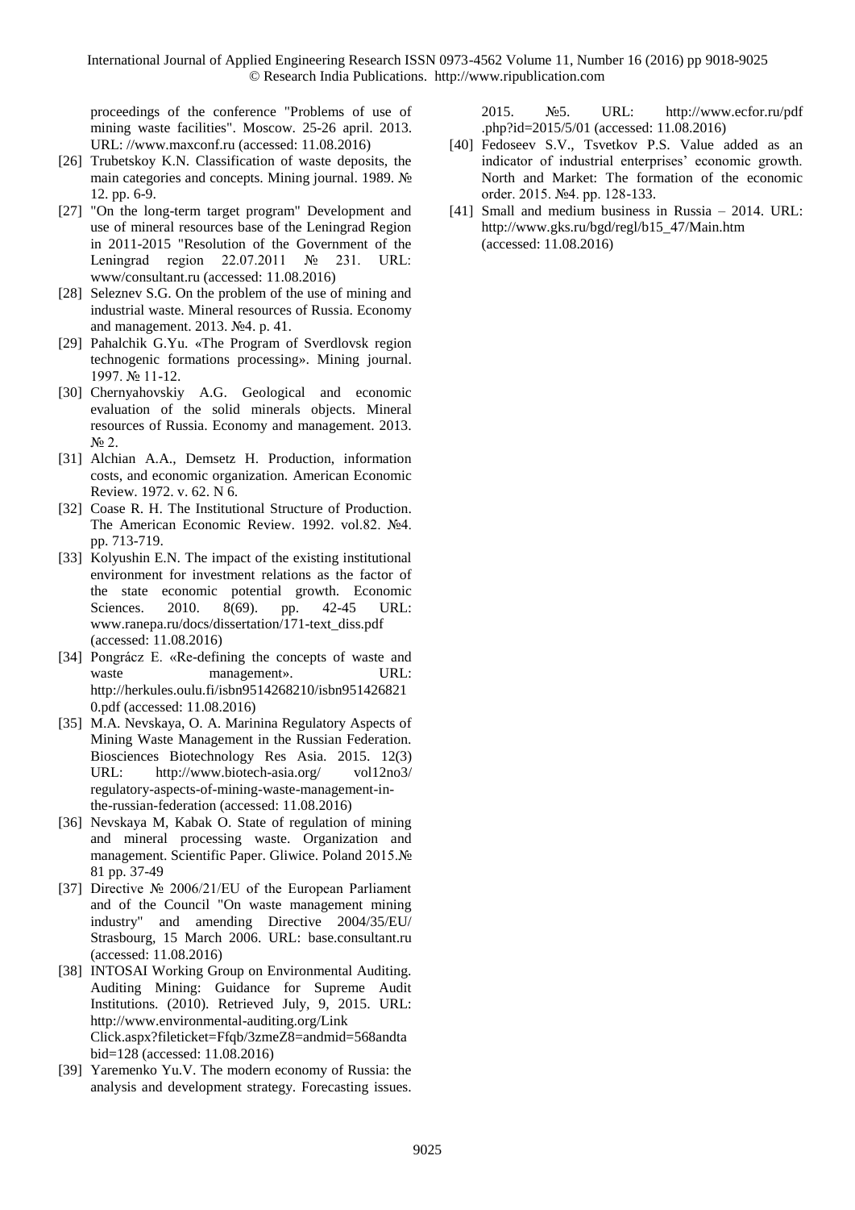proceedings of the conference "Problems of use of mining waste facilities". Moscow. 25-26 april. 2013. URL: //www.maxconf.ru (accessed: 11.08.2016)

[26] Trubetskoy K.N. Classification of waste deposits, the main categories and concepts. Mining journal. 1989. № 12. pp. 6-9.

[27] "On the long-term target program" Development and use of mineral resources base of the Leningrad Region in 2011-2015 "Resolution of the Government of the Leningrad region 22.07.2011 № 231. URL: www/consultant.ru (accessed: 11.08.2016)

[28] Seleznev S.G. On the problem of the use of mining and industrial waste. Mineral resources of Russia. Economy and management. 2013. №4. p. 41.

[29] Pahalchik G.Yu. «The Program of Sverdlovsk region technogenic formations processing». Mining journal. 1997. № 11-12.

[30] Chernyahovskiy A.G. Geological and economic evaluation of the solid minerals objects. Mineral resources of Russia. Economy and management. 2013. № 2.

[31] Alchian A.A., Demsetz H. Production, information costs, and economic organization. American Economic Review. 1972. v. 62. N 6.

[32] Coase R. H. The Institutional Structure of Production. The American Economic Review. 1992. vol.82. №4. pp. 713-719.

[33] Kolyushin E.N. The impact of the existing institutional environment for investment relations as the factor of the state economic potential growth. Economic Sciences. 2010. 8(69). pp. 42-45 URL: www.ranepa.ru/docs/dissertation/171-text_diss.pdf (accessed: 11.08.2016)

[34] Pongrácz E. «Re-defining the concepts of waste and waste management». URL: http://herkules.oulu.fi/isbn9514268210/isbn9514268210.pdf (accessed: 11.08.2016)

[35] M.A. Nevskaya, O. A. Marinina Regulatory Aspects of Mining Waste Management in the Russian Federation. Biosciences Biotechnology Res Asia. 2015. 12(3) URL: http://www.biotech-asia.org/ vol12no3/ regulatory-aspects-of-mining-waste-management-in-the-russian-federation (accessed: 11.08.2016)

[36] Nevskaya M, Kabak O. State of regulation of mining and mineral processing waste. Organization and management. Scientific Paper. Gliwice. Poland 2015.№ 81 pp. 37-49

[37] Directive № 2006/21/EU of the European Parliament and of the Council "On waste management mining industry" and amending Directive 2004/35/EU/ Strasbourg, 15 March 2006. URL: base.consultant.ru (accessed: 11.08.2016)

[38] INTOSAI Working Group on Environmental Auditing. Auditing Mining: Guidance for Supreme Audit Institutions. (2010). Retrieved July, 9, 2015. URL: http://www.environmental-auditing.org/Link Click.aspx?fileticket=Ffqb/3zmeZ8=andmid=568andtabid=128 (accessed: 11.08.2016)

[39] Yaremenko Yu.V. The modern economy of Russia: the analysis and development strategy. Forecasting issues. 2015. №5. URL: http://www.ecfor.ru/pdf.php?id=2015/5/01 (accessed: 11.08.2016)

[40] Fedoseev S.V., Tsvetkov P.S. Value added as an indicator of industrial enterprises' economic growth. North and Market: The formation of the economic order. 2015. №4. pp. 128-133.

[41] Small and medium business in Russia – 2014. URL: http://www.gks.ru/bgd/regl/b15_47/Main.htm (accessed: 11.08.2016)